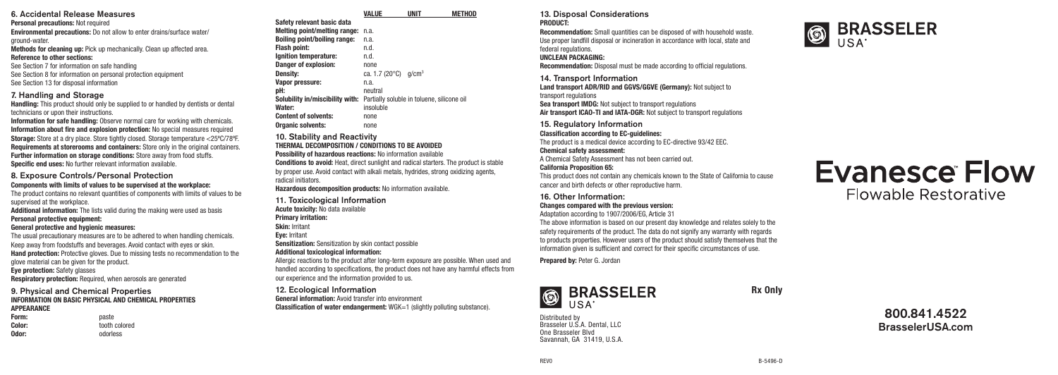## 6. Accidental Release Measures

**Personal precautions:** Not required

**Environmental precautions:** Do not allow to enter drains/surface water/ground-water.

**Methods for cleaning up:** Pick up mechanically. Clean up affected area.

**Reference to other sections:**

See Section 7 for information on safe handling

See Section 8 for information on personal protection equipment

See Section 13 for disposal information

## 7. Handling and Storage

**Handling:** This product should only be supplied to or handled by dentists or dental technicians or upon their instructions.

**Information for safe handling:** Observe normal care for working with chemicals.

**Information about fire and explosion protection:** No special measures required

**Storage:** Store at a dry place. Store tightly closed. Storage temperature <25°C/78°F.

**Requirements at storerooms and containers:** Store only in the original containers.

**Further information on storage conditions:** Store away from food stuffs.

**Specific end uses:** No further relevant information available.

## 8. Exposure Controls/Personal Protection

**Components with limits of values to be supervised at the workplace:**

The product contains no relevant quantities of components with limits of values to be supervised at the workplace.

**Additional information:** The lists valid during the making were used as basis

**Personal protective equipment:**

**General protective and hygienic measures:**

The usual precautionary measures are to be adhered to when handling chemicals.

Keep away from foodstuffs and beverages. Avoid contact with eyes or skin.

**Hand protection:** Protective gloves. Due to missing tests no recommendation to the glove material can be given for the product.

**Eye protection:** Safety glasses

**Respiratory protection:** Required, when aerosols are generated

## 9. Physical and Chemical Properties

**INFORMATION ON BASIC PHYSICAL AND CHEMICAL PROPERTIES**

**APPEARANCE**

| | |
|---|---|
| **Form:** | paste |
| **Color:** | tooth colored |
| **Odor:** | odorless |

| | VALUE | UNIT | METHOD |
|---|---|---|---|
| **Safety relevant basic data** | | | |
| **Melting point/melting range:** | n.a. | | |
| **Boiling point/boiling range:** | n.a. | | |
| **Flash point:** | n.d. | | |
| **Ignition temperature:** | n.d. | | |
| **Danger of explosion:** | none | | |
| **Density:** | ca. 1.7 (20°C) | $g/cm^3$ | |
| **Vapor pressure:** | n.a. | | |
| **pH:** | neutral | | |
| **Solubility in/miscibility with:** | Partially soluble in toluene, silicone oil | | |
| **Water:** | insoluble | | |
| **Content of solvents:** | none | | |
| **Organic solvents:** | none | | |

## 10. Stability and Reactivity

**THERMAL DECOMPOSITION / CONDITIONS TO BE AVOIDED**

**Possibility of hazardous reactions:** No information available

**Conditions to avoid:** Heat, direct sunlight and radical starters. The product is stable by proper use. Avoid contact with alkali metals, hydrides, strong oxidizing agents, radical initiators.

**Hazardous decomposition products:** No information available.

## 11. Toxicological Information

**Acute toxicity:** No data available

**Primary irritation:**

**Skin:** Irritant

**Eye:** Irritant

**Sensitization:** Sensitization by skin contact possible

**Additional toxicological information:**

Allergic reactions to the product after long-term exposure are possible. When used and handled according to specifications, the product does not have any harmful effects from our experience and the information provided to us.

## 12. Ecological Information

**General information:** Avoid transfer into environment

**Classification of water endangerment:** WGK=1 (slightly polluting substance).

## 13. Disposal Considerations

**PRODUCT:**

**Recommendation:** Small quantities can be disposed of with household waste. Use proper landfill disposal or incineration in accordance with local, state and federal regulations.

**UNCLEAN PACKAGING:**

**Recommendation:** Disposal must be made according to official regulations.

## 14. Transport Information

**Land transport ADR/RID and GGVS/GGVE (Germany):** Not subject to transport regulations

**Sea transport IMDG:** Not subject to transport regulations

**Air transport ICAO-TI and IATA-DGR:** Not subject to transport regulations

## 15. Regulatory Information

**Classification according to EC-guidelines:**

The product is a medical device according to EC-directive 93/42 EEC.

**Chemical safety assessment:**

A Chemical Safety Assessment has not been carried out.

**California Proposition 65:**

This product does not contain any chemicals known to the State of California to cause cancer and birth defects or other reproductive harm.

## 16. Other Information:

**Changes compared with the previous version:**

Adaptation according to 1907/2006/EG, Article 31

The above information is based on our present day knowledge and relates solely to the safety requirements of the product. The data do not signify any warranty with regards to products properties. However users of the product should satisfy themselves that the information given is sufficient and correct for their specific circumstances of use.

**Prepared by:** Peter G. Jordan

BRASSELER USA®

Distributed by
Brasseler U.S.A. Dental, LLC
One Brasseler Blvd
Savannah, GA 31419, U.S.A.

**Rx Only**

BRASSELER USA®

# Evanesce™ Flow

Flowable Restorative

**800.841.4522**
**BrasselerUSA.com**

REV0

B-5496-D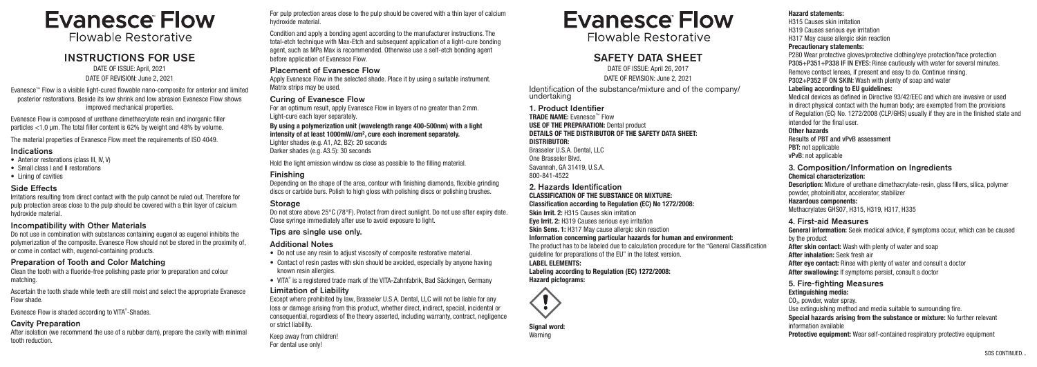# Evanesce™ Flow

Flowable Restorative

## INSTRUCTIONS FOR USE

DATE OF ISSUE: April, 2021
DATE OF REVISION: June 2, 2021

Evanesce™ Flow is a visible light-cured flowable nano-composite for anterior and limited posterior restorations. Beside its low shrink and low abrasion Evanesce Flow shows improved mechanical properties.

Evanesce Flow is composed of urethane dimethacrylate resin and inorganic filler particles <1,0 µm. The total filler content is 62% by weight and 48% by volume.

The material properties of Evanesce Flow meet the requirements of ISO 4049.

### Indications

- Anterior restorations (class III, IV, V)
- Small class I and II restorations
- Lining of cavities

### Side Effects

Irritations resulting from direct contact with the pulp cannot be ruled out. Therefore for pulp protection areas close to the pulp should be covered with a thin layer of calcium hydroxide material.

### Incompatibility with Other Materials

Do not use in combination with substances containing eugenol as eugenol inhibits the polymerization of the composite. Evanesce Flow should not be stored in the proximity of, or come in contact with, eugenol-containing products.

### Preparation of Tooth and Color Matching

Clean the tooth with a fluoride-free polishing paste prior to preparation and colour matching.

Ascertain the tooth shade while teeth are still moist and select the appropriate Evanesce Flow shade.

Evanesce Flow is shaded according to VITA®-Shades.

### Cavity Preparation

After isolation (we recommend the use of a rubber dam), prepare the cavity with minimal tooth reduction.

For pulp protection areas close to the pulp should be covered with a thin layer of calcium hydroxide material.

Condition and apply a bonding agent according to the manufacturer instructions. The total-etch technique with Max-Etch and subsequent application of a light-cure bonding agent, such as MPa Max is recommended. Otherwise use a self-etch bonding agent before application of Evanesce Flow.

### Placement of Evanesce Flow

Apply Evanesce Flow in the selected shade. Place it by using a suitable instrument. Matrix strips may be used.

### Curing of Evanesce Flow

For an optimum result, apply Evanesce Flow in layers of no greater than 2 mm. Light-cure each layer separately.

**By using a polymerization unit (wavelength range 400-500nm) with a light intensity of at least 1000mW/cm², cure each increment separately.**
Lighter shades (e.g. A1, A2, B2): 20 seconds
Darker shades (e.g. A3.5): 30 seconds

Hold the light emission window as close as possible to the filling material.

### Finishing

Depending on the shape of the area, contour with finishing diamonds, flexible grinding discs or carbide burs. Polish to high gloss with polishing discs or polishing brushes.

### Storage

Do not store above 25°C (78°F). Protect from direct sunlight. Do not use after expiry date. Close syringe immediately after use to avoid exposure to light.

### Tips are single use only.

### Additional Notes

- Do not use any resin to adjust viscosity of composite restorative material.
- Contact of resin pastes with skin should be avoided, especially by anyone having known resin allergies.
- VITA® is a registered trade mark of the VITA-Zahnfabrik, Bad Säckingen, Germany

### Limitation of Liability

Except where prohibited by law, Brasseler U.S.A. Dental, LLC will not be liable for any loss or damage arising from this product, whether direct, indirect, special, incidental or consequential, regardless of the theory asserted, including warranty, contract, negligence or strict liability.

Keep away from children!
For dental use only!

# Evanesce™ Flow

Flowable Restorative

## SAFETY DATA SHEET

DATE OF ISSUE: April 26, 2017
DATE OF REVISION: June 2, 2021

Identification of the substance/mixture and of the company/undertaking

### 1. Product Identifier

**TRADE NAME:** Evanesce™ Flow
**USE OF THE PREPARATION:** Dental product
**DETAILS OF THE DISTRIBUTOR OF THE SAFETY DATA SHEET:**
**DISTRIBUTOR:**
Brasseler U.S.A. Dental, LLC
One Brasseler Blvd.
Savannah, GA 31419, U.S.A.
800-841-4522

### 2. Hazards Identification

**CLASSIFICATION OF THE SUBSTANCE OR MIXTURE:**
**Classification according to Regulation (EC) No 1272/2008:**
**Skin Irrit. 2:** H315 Causes skin irritation
**Eye Irrit. 2:** H319 Causes serious eye irritation
**Skin Sens. 1:** H317 May cause allergic skin reaction
**Information concerning particular hazards for human and environment:**
The product has to be labeled due to calculation procedure for the "General Classification guideline for preparations of the EU" in the latest version.
**LABEL ELEMENTS:**
**Labeling according to Regulation (EC) 1272/2008:**
**Hazard pictograms:**

**Signal word:**
Warning

**Hazard statements:**
H315 Causes skin irritation
H319 Causes serious eye irritation
H317 May cause allergic skin reaction
**Precautionary statements:**
P280 Wear protective gloves/protective clothing/eye protection/face protection
**P305+P351+P338 IF IN EYES:** Rinse cautiously with water for several minutes. Remove contact lenses, if present and easy to do. Continue rinsing.
**P302+P352 IF ON SKIN:** Wash with plenty of soap and water
**Labeling according to EU guidelines:**
Medical devices as defined in Directive 93/42/EEC and which are invasive or used in direct physical contact with the human body; are exempted from the provisions of Regulation (EC) No. 1272/2008 (CLP/GHS) usually if they are in the finished state and intended for the final user.
**Other hazards**
Results of PBT and vPvB assessment
**PBT:** not applicable
**vPvB:** not applicable

### 3. Composition/Information on Ingredients

**Chemical characterization:**
**Description:** Mixture of urethane dimethacrylate-resin, glass fillers, silica, polymer powder, photoinitiator, accelerator, stabilizer
**Hazardous components:**
Methacrylates GHS07, H315, H319, H317, H335

### 4. First-aid Measures

**General information:** Seek medical advice, if symptoms occur, which can be caused by the product
**After skin contact:** Wash with plenty of water and soap
**After inhalation:** Seek fresh air
**After eye contact:** Rinse with plenty of water and consult a doctor
**After swallowing:** If symptoms persist, consult a doctor

### 5. Fire-fighting Measures

**Extinguishing media:**
$CO_2$, powder, water spray.
Use extinguishing method and media suitable to surrounding fire.
**Special hazards arising from the substance or mixture:** No further relevant information available
**Protective equipment:** Wear self-contained respiratory protective equipment

SDS CONTINUED...